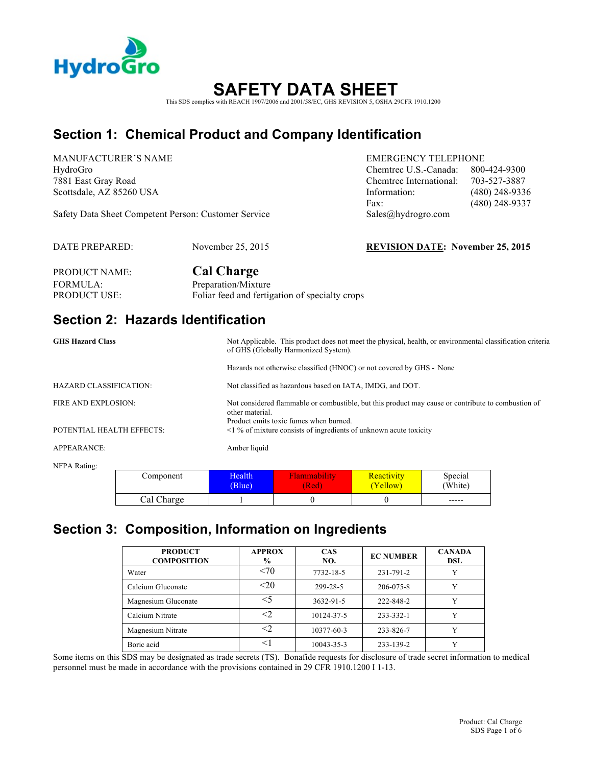HydroGro

# SAFETY DATA SHEET

This SDS complies with REACH 1907/2006 and 2001/58/EC, GHS REVISION 5, OSHA 29CFR 1910.1200

## Section 1: Chemical Product and Company Identification

MANUFACTURER'S NAME
HydroGro
7881 East Gray Road
Scottsdale, AZ 85260 USA

Safety Data Sheet Competent Person: Customer Service

EMERGENCY TELEPHONE
Chemtrec U.S.-Canada: 800-424-9300
Chemtrec International: 703-527-3887
Information: (480) 248-9336
Fax: (480) 248-9337
Sales@hydrogro.com

DATE PREPARED: November 25, 2015

**REVISION DATE: November 25, 2015**

PRODUCT NAME: **Cal Charge**
FORMULA: Preparation/Mixture
PRODUCT USE: Foliar feed and fertigation of specialty crops

## Section 2: Hazards Identification

**GHS Hazard Class**: Not Applicable. This product does not meet the physical, health, or environmental classification criteria of GHS (Globally Harmonized System).

Hazards not otherwise classified (HNOC) or not covered by GHS - None

HAZARD CLASSIFICATION: Not classified as hazardous based on IATA, IMDG, and DOT.

FIRE AND EXPLOSION: Not considered flammable or combustible, but this product may cause or contribute to combustion of other material.
Product emits toxic fumes when burned.

POTENTIAL HEALTH EFFECTS: <1 % of mixture consists of ingredients of unknown acute toxicity

APPEARANCE: Amber liquid

NFPA Rating:

| Component | Health (Blue) | Flammability (Red) | Reactivity (Yellow) | Special (White) |
|---|---|---|---|---|
| Cal Charge | 1 | 0 | 0 | ----- |

## Section 3: Composition, Information on Ingredients

| PRODUCT COMPOSITION | APPROX % | CAS NO. | EC NUMBER | CANADA DSL |
|---|---|---|---|---|
| Water | <70 | 7732-18-5 | 231-791-2 | Y |
| Calcium Gluconate | <20 | 299-28-5 | 206-075-8 | Y |
| Magnesium Gluconate | <5 | 3632-91-5 | 222-848-2 | Y |
| Calcium Nitrate | <2 | 10124-37-5 | 233-332-1 | Y |
| Magnesium Nitrate | <2 | 10377-60-3 | 233-826-7 | Y |
| Boric acid | <1 | 10043-35-3 | 233-139-2 | Y |

Some items on this SDS may be designated as trade secrets (TS). Bonafide requests for disclosure of trade secret information to medical personnel must be made in accordance with the provisions contained in 29 CFR 1910.1200 I 1-13.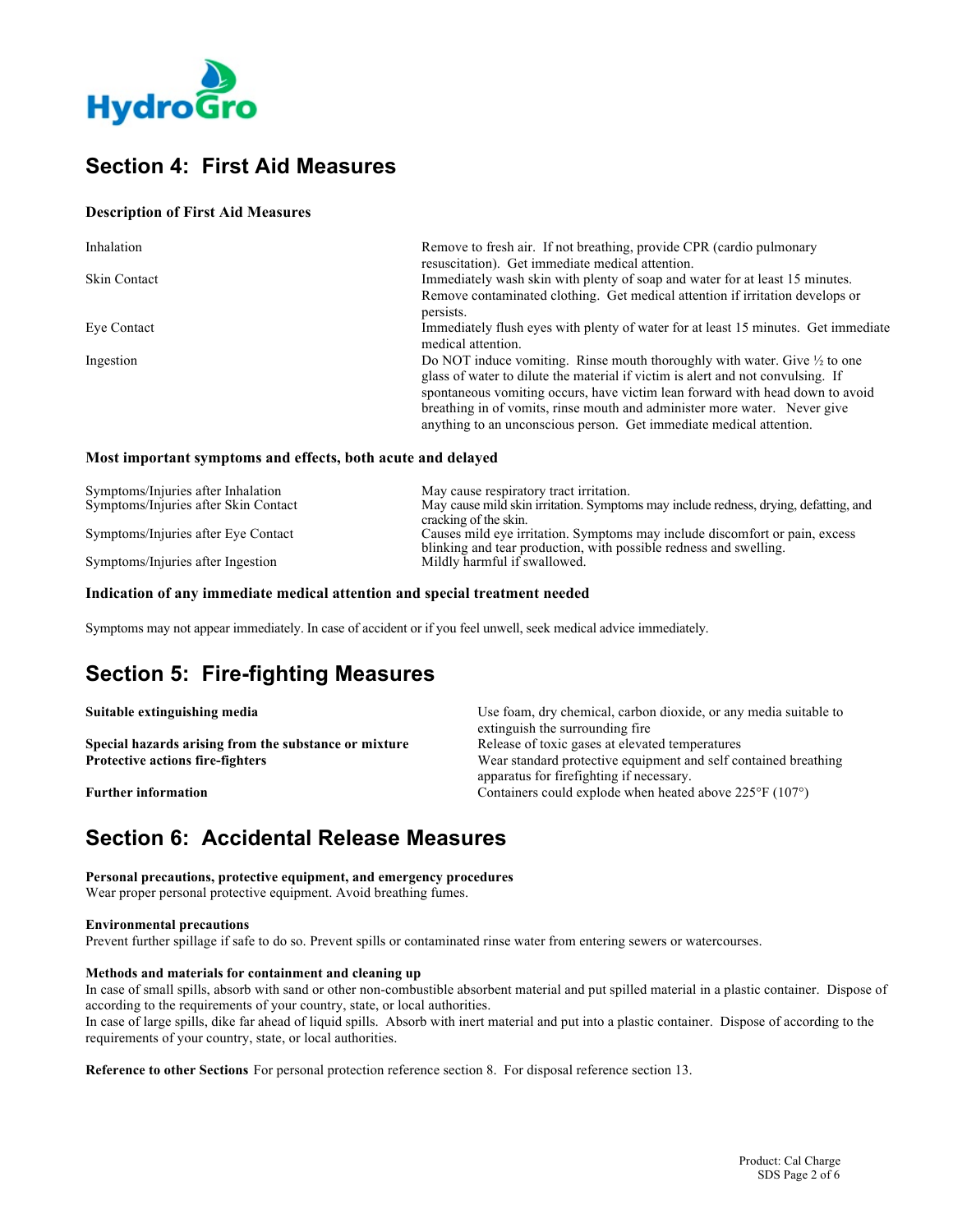## Section 4: First Aid Measures

**Description of First Aid Measures**

| | |
|---|---|
| Inhalation | Remove to fresh air. If not breathing, provide CPR (cardio pulmonary resuscitation). Get immediate medical attention. |
| Skin Contact | Immediately wash skin with plenty of soap and water for at least 15 minutes. Remove contaminated clothing. Get medical attention if irritation develops or persists. |
| Eye Contact | Immediately flush eyes with plenty of water for at least 15 minutes. Get immediate medical attention. |
| Ingestion | Do NOT induce vomiting. Rinse mouth thoroughly with water. Give ½ to one glass of water to dilute the material if victim is alert and not convulsing. If spontaneous vomiting occurs, have victim lean forward with head down to avoid breathing in of vomits, rinse mouth and administer more water. Never give anything to an unconscious person. Get immediate medical attention. |

**Most important symptoms and effects, both acute and delayed**

| | |
|---|---|
| Symptoms/Injuries after Inhalation | May cause respiratory tract irritation. |
| Symptoms/Injuries after Skin Contact | May cause mild skin irritation. Symptoms may include redness, drying, defatting, and cracking of the skin. |
| Symptoms/Injuries after Eye Contact | Causes mild eye irritation. Symptoms may include discomfort or pain, excess blinking and tear production, with possible redness and swelling. |
| Symptoms/Injuries after Ingestion | Mildly harmful if swallowed. |

**Indication of any immediate medical attention and special treatment needed**

Symptoms may not appear immediately. In case of accident or if you feel unwell, seek medical advice immediately.

## Section 5: Fire-fighting Measures

| | |
|---|---|
| **Suitable extinguishing media** | Use foam, dry chemical, carbon dioxide, or any media suitable to extinguish the surrounding fire |
| **Special hazards arising from the substance or mixture** | Release of toxic gases at elevated temperatures |
| **Protective actions fire-fighters** | Wear standard protective equipment and self contained breathing apparatus for firefighting if necessary. |
| **Further information** | Containers could explode when heated above 225°F (107°) |

## Section 6: Accidental Release Measures

**Personal precautions, protective equipment, and emergency procedures**
Wear proper personal protective equipment. Avoid breathing fumes.

**Environmental precautions**
Prevent further spillage if safe to do so. Prevent spills or contaminated rinse water from entering sewers or watercourses.

**Methods and materials for containment and cleaning up**
In case of small spills, absorb with sand or other non-combustible absorbent material and put spilled material in a plastic container. Dispose of according to the requirements of your country, state, or local authorities.
In case of large spills, dike far ahead of liquid spills. Absorb with inert material and put into a plastic container. Dispose of according to the requirements of your country, state, or local authorities.

**Reference to other Sections** For personal protection reference section 8. For disposal reference section 13.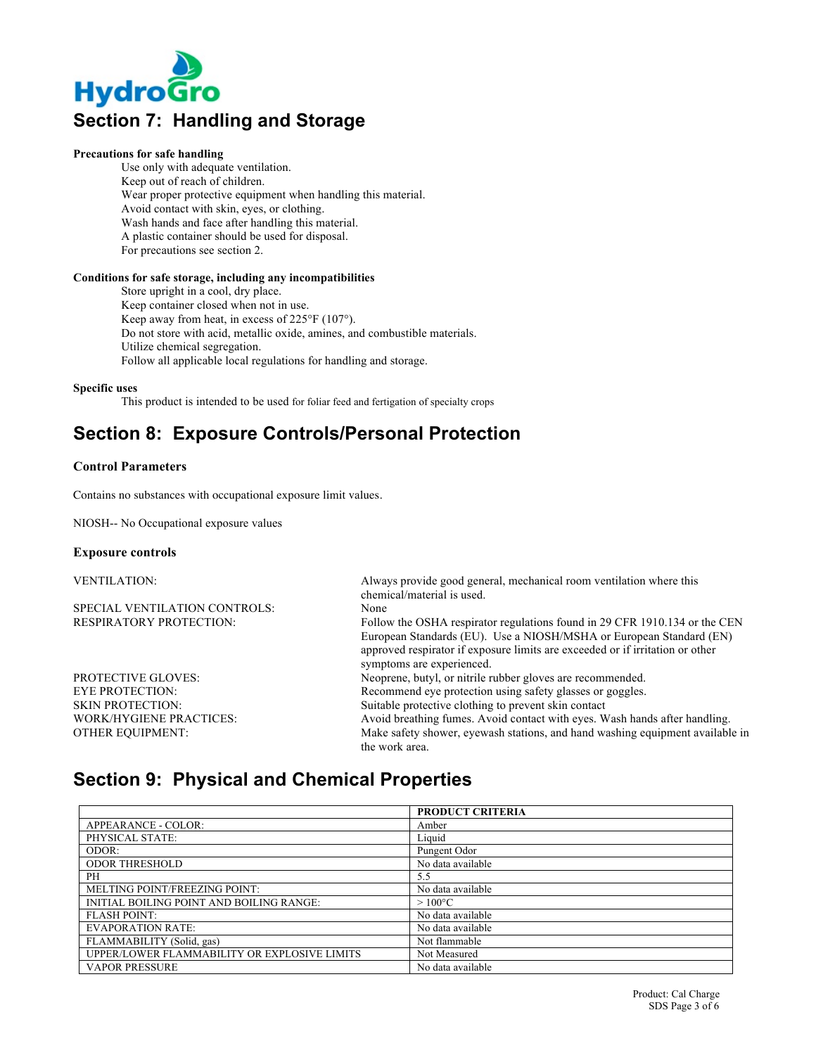## Section 7: Handling and Storage

**Precautions for safe handling**

Use only with adequate ventilation.
Keep out of reach of children.
Wear proper protective equipment when handling this material.
Avoid contact with skin, eyes, or clothing.
Wash hands and face after handling this material.
A plastic container should be used for disposal.
For precautions see section 2.

**Conditions for safe storage, including any incompatibilities**

Store upright in a cool, dry place.
Keep container closed when not in use.
Keep away from heat, in excess of 225°F (107°).
Do not store with acid, metallic oxide, amines, and combustible materials.
Utilize chemical segregation.
Follow all applicable local regulations for handling and storage.

**Specific uses**

This product is intended to be used for foliar feed and fertigation of specialty crops

## Section 8: Exposure Controls/Personal Protection

**Control Parameters**

Contains no substances with occupational exposure limit values.

NIOSH-- No Occupational exposure values

**Exposure controls**

| | |
|---|---|
| VENTILATION: | Always provide good general, mechanical room ventilation where this chemical/material is used. |
| SPECIAL VENTILATION CONTROLS: | None |
| RESPIRATORY PROTECTION: | Follow the OSHA respirator regulations found in 29 CFR 1910.134 or the CEN European Standards (EU). Use a NIOSH/MSHA or European Standard (EN) approved respirator if exposure limits are exceeded or if irritation or other symptoms are experienced. |
| PROTECTIVE GLOVES: | Neoprene, butyl, or nitrile rubber gloves are recommended. |
| EYE PROTECTION: | Recommend eye protection using safety glasses or goggles. |
| SKIN PROTECTION: | Suitable protective clothing to prevent skin contact |
| WORK/HYGIENE PRACTICES: | Avoid breathing fumes. Avoid contact with eyes. Wash hands after handling. |
| OTHER EQUIPMENT: | Make safety shower, eyewash stations, and hand washing equipment available in the work area. |

## Section 9: Physical and Chemical Properties

| | PRODUCT CRITERIA |
|---|---|
| APPEARANCE - COLOR: | Amber |
| PHYSICAL STATE: | Liquid |
| ODOR: | Pungent Odor |
| ODOR THRESHOLD | No data available |
| PH | 5.5 |
| MELTING POINT/FREEZING POINT: | No data available |
| INITIAL BOILING POINT AND BOILING RANGE: | > 100°C |
| FLASH POINT: | No data available |
| EVAPORATION RATE: | No data available |
| FLAMMABILITY (Solid, gas) | Not flammable |
| UPPER/LOWER FLAMMABILITY OR EXPLOSIVE LIMITS | Not Measured |
| VAPOR PRESSURE | No data available |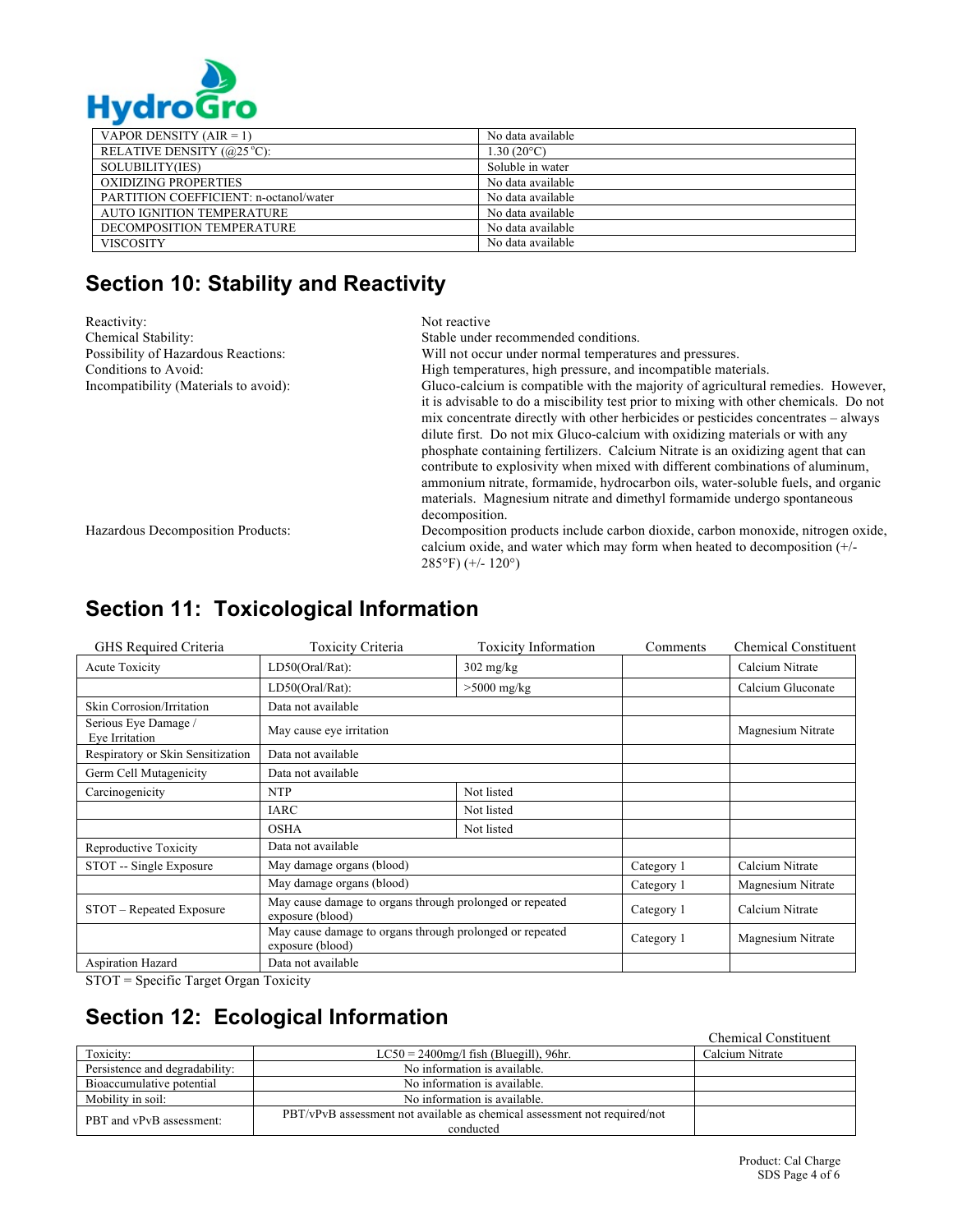| VAPOR DENSITY (AIR = 1) | No data available |
|---|---|
| RELATIVE DENSITY (@25˚C): | 1.30 (20°C) |
| SOLUBILITY(IES) | Soluble in water |
| OXIDIZING PROPERTIES | No data available |
| PARTITION COEFFICIENT: n-octanol/water | No data available |
| AUTO IGNITION TEMPERATURE | No data available |
| DECOMPOSITION TEMPERATURE | No data available |
| VISCOSITY | No data available |

## Section 10: Stability and Reactivity

| | |
|---|---|
| Reactivity: | Not reactive |
| Chemical Stability: | Stable under recommended conditions. |
| Possibility of Hazardous Reactions: | Will not occur under normal temperatures and pressures. |
| Conditions to Avoid: | High temperatures, high pressure, and incompatible materials. |
| Incompatibility (Materials to avoid): | Gluco-calcium is compatible with the majority of agricultural remedies. However, it is advisable to do a miscibility test prior to mixing with other chemicals. Do not mix concentrate directly with other herbicides or pesticides concentrates – always dilute first. Do not mix Gluco-calcium with oxidizing materials or with any phosphate containing fertilizers. Calcium Nitrate is an oxidizing agent that can contribute to explosivity when mixed with different combinations of aluminum, ammonium nitrate, formamide, hydrocarbon oils, water-soluble fuels, and organic materials. Magnesium nitrate and dimethyl formamide undergo spontaneous decomposition. |
| Hazardous Decomposition Products: | Decomposition products include carbon dioxide, carbon monoxide, nitrogen oxide, calcium oxide, and water which may form when heated to decomposition (+/- 285°F) (+/- 120°) |

## Section 11: Toxicological Information

| GHS Required Criteria | Toxicity Criteria | Toxicity Information | Comments | Chemical Constituent |
|---|---|---|---|---|
| Acute Toxicity | LD50(Oral/Rat): | 302 mg/kg | | Calcium Nitrate |
| | LD50(Oral/Rat): | >5000 mg/kg | | Calcium Gluconate |
| Skin Corrosion/Irritation | Data not available | | | |
| Serious Eye Damage / Eye Irritation | May cause eye irritation | | | Magnesium Nitrate |
| Respiratory or Skin Sensitization | Data not available | | | |
| Germ Cell Mutagenicity | Data not available | | | |
| Carcinogenicity | NTP | Not listed | | |
| | IARC | Not listed | | |
| | OSHA | Not listed | | |
| Reproductive Toxicity | Data not available | | | |
| STOT -- Single Exposure | May damage organs (blood) | | Category 1 | Calcium Nitrate |
| | May damage organs (blood) | | Category 1 | Magnesium Nitrate |
| STOT – Repeated Exposure | May cause damage to organs through prolonged or repeated exposure (blood) | | Category 1 | Calcium Nitrate |
| | May cause damage to organs through prolonged or repeated exposure (blood) | | Category 1 | Magnesium Nitrate |
| Aspiration Hazard | Data not available | | | |

STOT = Specific Target Organ Toxicity

## Section 12: Ecological Information

| | | Chemical Constituent |
|---|---|---|
| Toxicity: | LC50 = 2400mg/l fish (Bluegill), 96hr. | Calcium Nitrate |
| Persistence and degradability: | No information is available. | |
| Bioaccumulative potential | No information is available. | |
| Mobility in soil: | No information is available. | |
| PBT and vPvB assessment: | PBT/vPvB assessment not available as chemical assessment not required/not conducted | |

Product: Cal Charge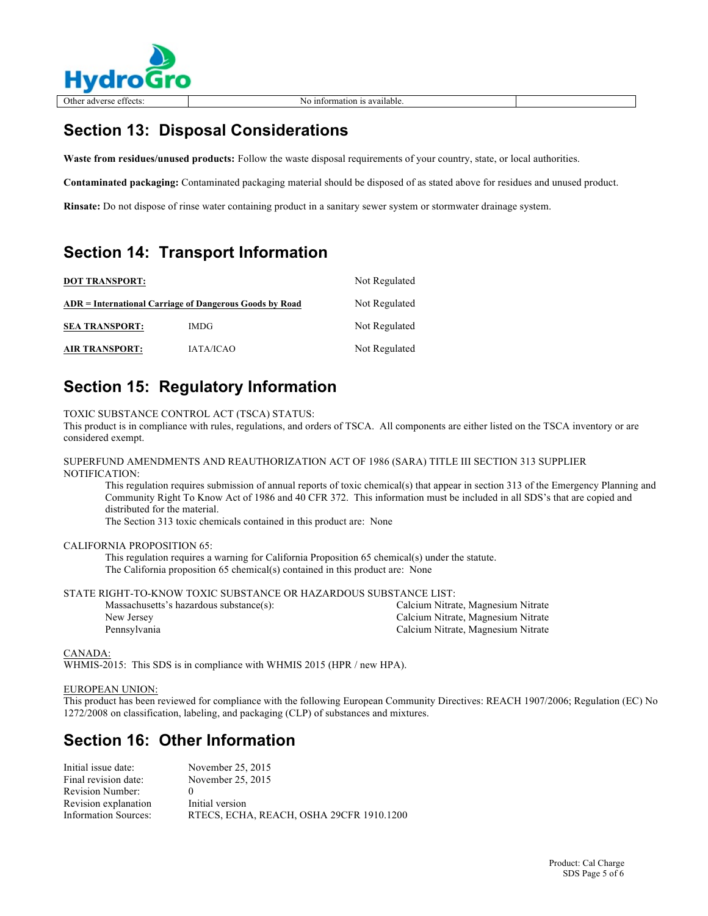| Other adverse effects: | No information is available. | |
| --- | --- | --- |

## Section 13: Disposal Considerations

**Waste from residues/unused products:** Follow the waste disposal requirements of your country, state, or local authorities.

**Contaminated packaging:** Contaminated packaging material should be disposed of as stated above for residues and unused product.

**Rinsate:** Do not dispose of rinse water containing product in a sanitary sewer system or stormwater drainage system.

## Section 14: Transport Information

| | | |
| --- | --- | --- |
| **DOT TRANSPORT:** | | Not Regulated |
| **ADR = International Carriage of Dangerous Goods by Road** | | Not Regulated |
| **SEA TRANSPORT:** | IMDG | Not Regulated |
| **AIR TRANSPORT:** | IATA/ICAO | Not Regulated |

## Section 15: Regulatory Information

TOXIC SUBSTANCE CONTROL ACT (TSCA) STATUS:
This product is in compliance with rules, regulations, and orders of TSCA. All components are either listed on the TSCA inventory or are considered exempt.

SUPERFUND AMENDMENTS AND REAUTHORIZATION ACT OF 1986 (SARA) TITLE III SECTION 313 SUPPLIER NOTIFICATION:

This regulation requires submission of annual reports of toxic chemical(s) that appear in section 313 of the Emergency Planning and Community Right To Know Act of 1986 and 40 CFR 372. This information must be included in all SDS's that are copied and distributed for the material.
The Section 313 toxic chemicals contained in this product are: None

CALIFORNIA PROPOSITION 65:

This regulation requires a warning for California Proposition 65 chemical(s) under the statute.
The California proposition 65 chemical(s) contained in this product are: None

STATE RIGHT-TO-KNOW TOXIC SUBSTANCE OR HAZARDOUS SUBSTANCE LIST:

| | |
| --- | --- |
| Massachusetts's hazardous substance(s): | Calcium Nitrate, Magnesium Nitrate |
| New Jersey | Calcium Nitrate, Magnesium Nitrate |
| Pennsylvania | Calcium Nitrate, Magnesium Nitrate |

CANADA:
WHMIS-2015: This SDS is in compliance with WHMIS 2015 (HPR / new HPA).

EUROPEAN UNION:
This product has been reviewed for compliance with the following European Community Directives: REACH 1907/2006; Regulation (EC) No 1272/2008 on classification, labeling, and packaging (CLP) of substances and mixtures.

## Section 16: Other Information

| | |
| --- | --- |
| Initial issue date: | November 25, 2015 |
| Final revision date: | November 25, 2015 |
| Revision Number: | 0 |
| Revision explanation | Initial version |
| Information Sources: | RTECS, ECHA, REACH, OSHA 29CFR 1910.1200 |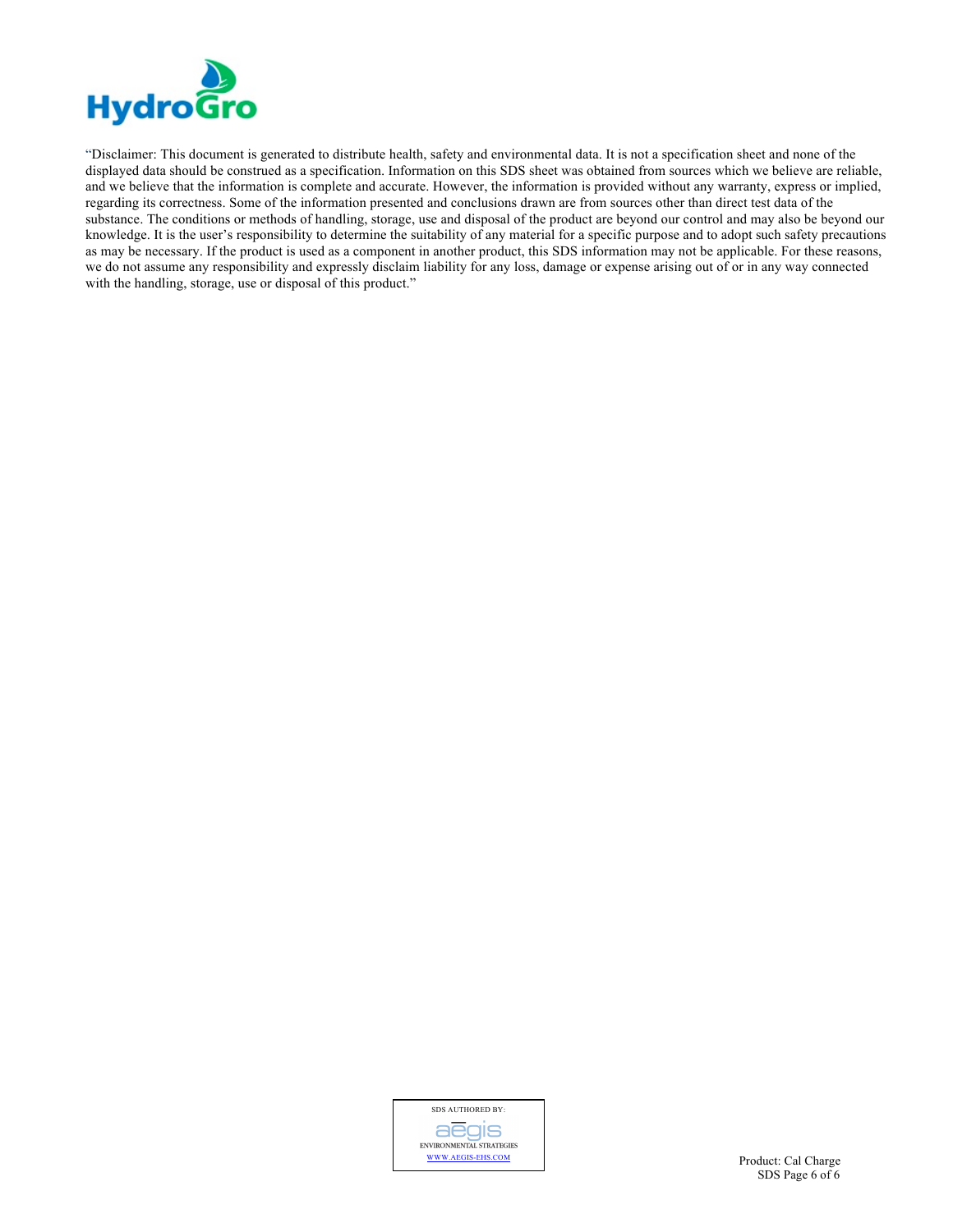"Disclaimer: This document is generated to distribute health, safety and environmental data. It is not a specification sheet and none of the displayed data should be construed as a specification. Information on this SDS sheet was obtained from sources which we believe are reliable, and we believe that the information is complete and accurate. However, the information is provided without any warranty, express or implied, regarding its correctness. Some of the information presented and conclusions drawn are from sources other than direct test data of the substance. The conditions or methods of handling, storage, use and disposal of the product are beyond our control and may also be beyond our knowledge. It is the user's responsibility to determine the suitability of any material for a specific purpose and to adopt such safety precautions as may be necessary. If the product is used as a component in another product, this SDS information may not be applicable. For these reasons, we do not assume any responsibility and expressly disclaim liability for any loss, damage or expense arising out of or in any way connected with the handling, storage, use or disposal of this product."

SDS AUTHORED BY:
aegis
ENVIRONMENTAL STRATEGIES
WWW.AEGIS-EHS.COM

Product: Cal Charge